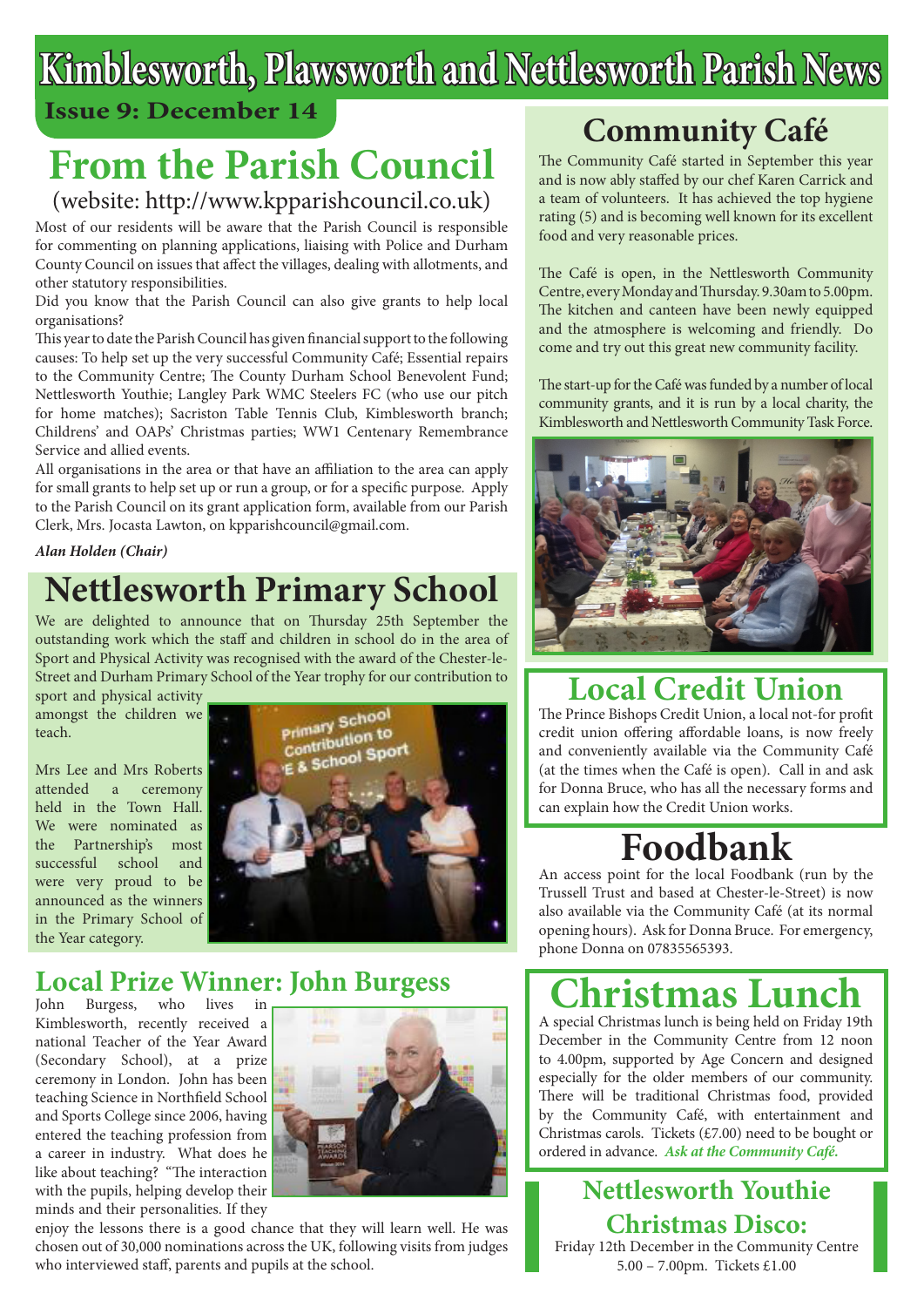# Kimblesworth, Plawsworth and Nettlesworth Parish News

**Issue 9: December 14**

## From the Parish Council

(website: http://www.kpparishcouncil.co.uk)

Most of our residents will be aware that the Parish Council is responsible for commenting on planning applications, liaising with Police and Durham County Council on issues that affect the villages, dealing with allotments, and other statutory responsibilities.

Did you know that the Parish Council can also give grants to help local organisations?

This year to date the Parish Council has given financial support to the following causes: To help set up the very successful Community Café; Essential repairs to the Community Centre; The County Durham School Benevolent Fund; Nettlesworth Youthie; Langley Park WMC Steelers FC (who use our pitch for home matches); Sacriston Table Tennis Club, Kimblesworth branch; Childrens' and OAPs' Christmas parties; WW1 Centenary Remembrance Service and allied events.

All organisations in the area or that have an affiliation to the area can apply for small grants to help set up or run a group, or for a specific purpose. Apply to the Parish Council on its grant application form, available from our Parish Clerk, Mrs. Jocasta Lawton, on kpparishcouncil@gmail.com.

***Alan Holden (Chair)***

## Nettlesworth Primary School

We are delighted to announce that on Thursday 25th September the outstanding work which the staff and children in school do in the area of Sport and Physical Activity was recognised with the award of the Chester-le-Street and Durham Primary School of the Year trophy for our contribution to sport and physical activity amongst the children we teach.

Mrs Lee and Mrs Roberts attended a ceremony held in the Town Hall. We were nominated as the Partnership's most successful school and were very proud to be announced as the winners in the Primary School of the Year category.

## Local Prize Winner: John Burgess

John Burgess, who lives in Kimblesworth, recently received a national Teacher of the Year Award (Secondary School), at a prize ceremony in London. John has been teaching Science in Northfield School and Sports College since 2006, having entered the teaching profession from a career in industry. What does he like about teaching? "The interaction with the pupils, helping develop their minds and their personalities. If they enjoy the lessons there is a good chance that they will learn well. He was chosen out of 30,000 nominations across the UK, following visits from judges who interviewed staff, parents and pupils at the school.

## Community Café

The Community Café started in September this year and is now ably staffed by our chef Karen Carrick and a team of volunteers. It has achieved the top hygiene rating (5) and is becoming well known for its excellent food and very reasonable prices.

The Café is open, in the Nettlesworth Community Centre, every Monday and Thursday. 9.30am to 5.00pm. The kitchen and canteen have been newly equipped and the atmosphere is welcoming and friendly. Do come and try out this great new community facility.

The start-up for the Café was funded by a number of local community grants, and it is run by a local charity, the Kimblesworth and Nettlesworth Community Task Force.

## Local Credit Union

The Prince Bishops Credit Union, a local not-for profit credit union offering affordable loans, is now freely and conveniently available via the Community Café (at the times when the Café is open). Call in and ask for Donna Bruce, who has all the necessary forms and can explain how the Credit Union works.

## Foodbank

An access point for the local Foodbank (run by the Trussell Trust and based at Chester-le-Street) is now also available via the Community Café (at its normal opening hours). Ask for Donna Bruce. For emergency, phone Donna on 07835565393.

## Christmas Lunch

A special Christmas lunch is being held on Friday 19th December in the Community Centre from 12 noon to 4.00pm, supported by Age Concern and designed especially for the older members of our community. There will be traditional Christmas food, provided by the Community Café, with entertainment and Christmas carols. Tickets (£7.00) need to be bought or ordered in advance. ***Ask at the Community Café.***

### Nettlesworth Youthie Christmas Disco:

Friday 12th December in the Community Centre
5.00 – 7.00pm. Tickets £1.00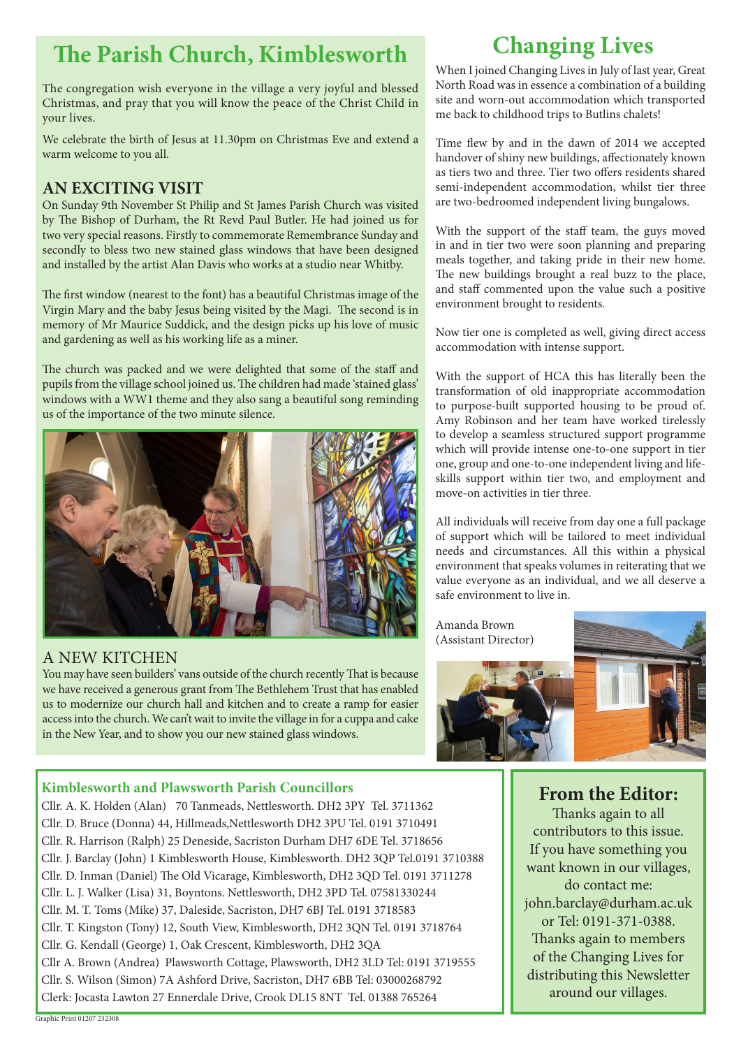# The Parish Church, Kimblesworth

The congregation wish everyone in the village a very joyful and blessed Christmas, and pray that you will know the peace of the Christ Child in your lives.

We celebrate the birth of Jesus at 11.30pm on Christmas Eve and extend a warm welcome to you all.

## AN EXCITING VISIT

On Sunday 9th November St Philip and St James Parish Church was visited by The Bishop of Durham, the Rt Revd Paul Butler. He had joined us for two very special reasons. Firstly to commemorate Remembrance Sunday and secondly to bless two new stained glass windows that have been designed and installed by the artist Alan Davis who works at a studio near Whitby.

The first window (nearest to the font) has a beautiful Christmas image of the Virgin Mary and the baby Jesus being visited by the Magi. The second is in memory of Mr Maurice Suddick, and the design picks up his love of music and gardening as well as his working life as a miner.

The church was packed and we were delighted that some of the staff and pupils from the village school joined us. The children had made 'stained glass' windows with a WW1 theme and they also sang a beautiful song reminding us of the importance of the two minute silence.

## A NEW KITCHEN

You may have seen builders' vans outside of the church recently That is because we have received a generous grant from The Bethlehem Trust that has enabled us to modernize our church hall and kitchen and to create a ramp for easier access into the church. We can't wait to invite the village in for a cuppa and cake in the New Year, and to show you our new stained glass windows.

# Changing Lives

When I joined Changing Lives in July of last year, Great North Road was in essence a combination of a building site and worn-out accommodation which transported me back to childhood trips to Butlins chalets!

Time flew by and in the dawn of 2014 we accepted handover of shiny new buildings, affectionately known as tiers two and three. Tier two offers residents shared semi-independent accommodation, whilst tier three are two-bedroomed independent living bungalows.

With the support of the staff team, the guys moved in and in tier two were soon planning and preparing meals together, and taking pride in their new home. The new buildings brought a real buzz to the place, and staff commented upon the value such a positive environment brought to residents.

Now tier one is completed as well, giving direct access accommodation with intense support.

With the support of HCA this has literally been the transformation of old inappropriate accommodation to purpose-built supported housing to be proud of. Amy Robinson and her team have worked tirelessly to develop a seamless structured support programme which will provide intense one-to-one support in tier one, group and one-to-one independent living and life-skills support within tier two, and employment and move-on activities in tier three.

All individuals will receive from day one a full package of support which will be tailored to meet individual needs and circumstances. All this within a physical environment that speaks volumes in reiterating that we value everyone as an individual, and we all deserve a safe environment to live in.

Amanda Brown
(Assistant Director)

## Kimblesworth and Plawsworth Parish Councillors

Cllr. A. K. Holden (Alan) 70 Tanmeads, Nettlesworth. DH2 3PY Tel. 3711362
Cllr. D. Bruce (Donna) 44, Hillmeads,Nettlesworth DH2 3PU Tel. 0191 3710491
Cllr. R. Harrison (Ralph) 25 Deneside, Sacriston Durham DH7 6DE Tel. 3718656
Cllr. J. Barclay (John) 1 Kimblesworth House, Kimblesworth. DH2 3QP Tel.0191 3710388
Cllr. D. Inman (Daniel) The Old Vicarage, Kimblesworth, DH2 3QD Tel. 0191 3711278
Cllr. L. J. Walker (Lisa) 31, Boyntons. Nettlesworth, DH2 3PD Tel. 07581330244
Cllr. M. T. Toms (Mike) 37, Daleside, Sacriston, DH7 6BJ Tel. 0191 3718583
Cllr. T. Kingston (Tony) 12, South View, Kimblesworth, DH2 3QN Tel. 0191 3718764
Cllr. G. Kendall (George) 1, Oak Crescent, Kimblesworth, DH2 3QA
Cllr A. Brown (Andrea) Plawsworth Cottage, Plawsworth, DH2 3LD Tel: 0191 3719555
Cllr. S. Wilson (Simon) 7A Ashford Drive, Sacriston, DH7 6BB Tel: 03000268792
Clerk: Jocasta Lawton 27 Ennerdale Drive, Crook DL15 8NT Tel. 01388 765264

## From the Editor:

Thanks again to all contributors to this issue. If you have something you want known in our villages, do contact me: john.barclay@durham.ac.uk or Tel: 0191-371-0388. Thanks again to members of the Changing Lives for distributing this Newsletter around our villages.

Graphic Print 01207 232308